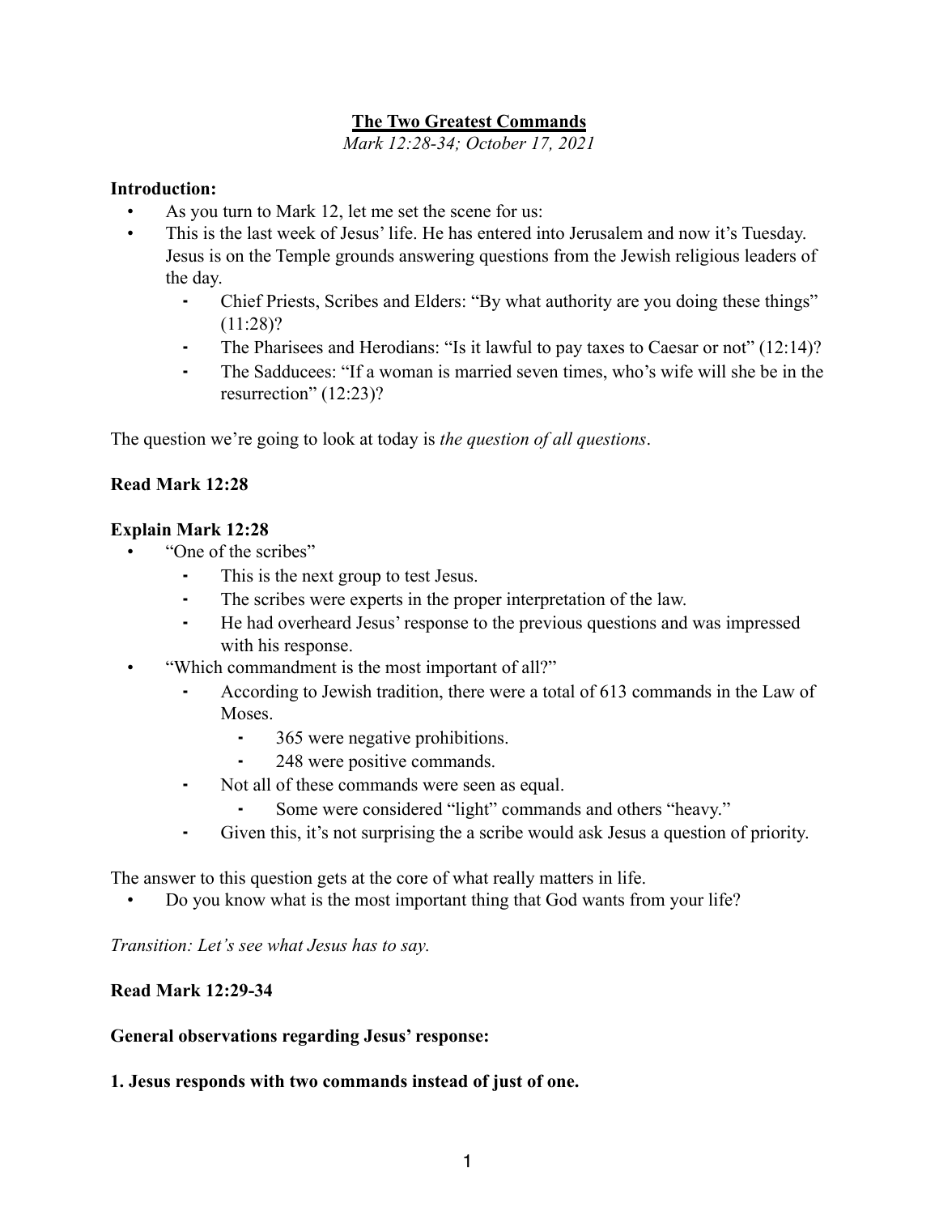# The Two Greatest Commands

*Mark 12:28-34; October 17, 2021*

**Introduction:**

- As you turn to Mark 12, let me set the scene for us:
- This is the last week of Jesus' life. He has entered into Jerusalem and now it's Tuesday. Jesus is on the Temple grounds answering questions from the Jewish religious leaders of the day.
    - Chief Priests, Scribes and Elders: "By what authority are you doing these things" (11:28)?
    - The Pharisees and Herodians: "Is it lawful to pay taxes to Caesar or not" (12:14)?
    - The Sadducees: "If a woman is married seven times, who's wife will she be in the resurrection" (12:23)?

The question we're going to look at today is *the question of all questions*.

**Read Mark 12:28**

**Explain Mark 12:28**

- "One of the scribes"
    - This is the next group to test Jesus.
    - The scribes were experts in the proper interpretation of the law.
    - He had overheard Jesus' response to the previous questions and was impressed with his response.
- "Which commandment is the most important of all?"
    - According to Jewish tradition, there were a total of 613 commands in the Law of Moses.
        - 365 were negative prohibitions.
        - 248 were positive commands.
    - Not all of these commands were seen as equal.
        - Some were considered "light" commands and others "heavy."
    - Given this, it's not surprising the a scribe would ask Jesus a question of priority.

The answer to this question gets at the core of what really matters in life.

- Do you know what is the most important thing that God wants from your life?

*Transition: Let's see what Jesus has to say.*

**Read Mark 12:29-34**

**General observations regarding Jesus' response:**

**1. Jesus responds with two commands instead of just of one.**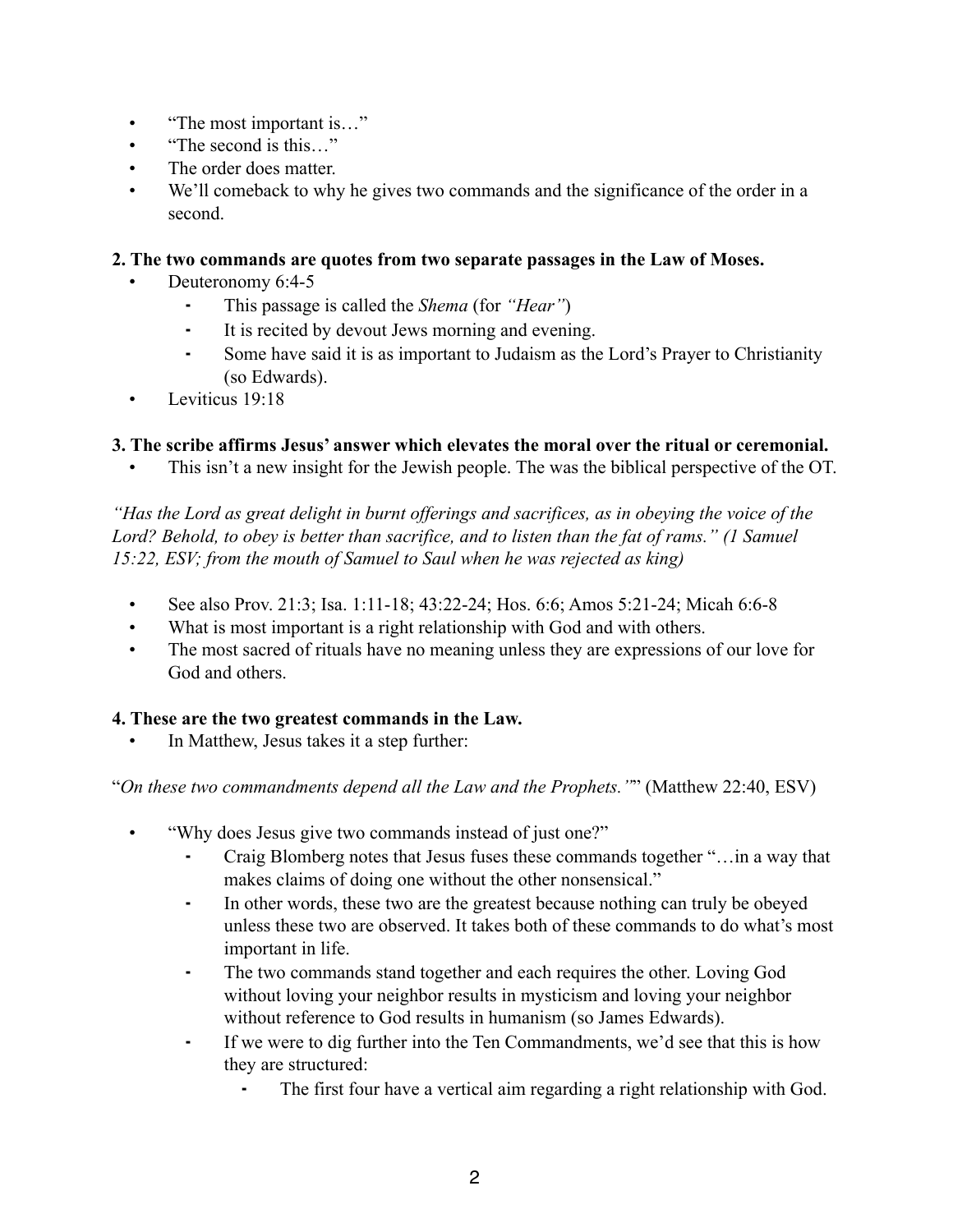- "The most important is…"
- "The second is this…"
- The order does matter.
- We'll comeback to why he gives two commands and the significance of the order in a second.

**2. The two commands are quotes from two separate passages in the Law of Moses.**

- Deuteronomy 6:4-5
    - This passage is called the *Shema* (for *"Hear"*)
    - It is recited by devout Jews morning and evening.
    - Some have said it is as important to Judaism as the Lord's Prayer to Christianity (so Edwards).
- Leviticus 19:18

**3. The scribe affirms Jesus' answer which elevates the moral over the ritual or ceremonial.**

- This isn't a new insight for the Jewish people. The was the biblical perspective of the OT.

*"Has the Lord as great delight in burnt offerings and sacrifices, as in obeying the voice of the Lord? Behold, to obey is better than sacrifice, and to listen than the fat of rams." (1 Samuel 15:22, ESV; from the mouth of Samuel to Saul when he was rejected as king)*

- See also Prov. 21:3; Isa. 1:11-18; 43:22-24; Hos. 6:6; Amos 5:21-24; Micah 6:6-8
- What is most important is a right relationship with God and with others.
- The most sacred of rituals have no meaning unless they are expressions of our love for God and others.

**4. These are the two greatest commands in the Law.**

- In Matthew, Jesus takes it a step further:

"*On these two commandments depend all the Law and the Prophets.'*" (Matthew 22:40, ESV)

- "Why does Jesus give two commands instead of just one?"
    - Craig Blomberg notes that Jesus fuses these commands together "…in a way that makes claims of doing one without the other nonsensical."
    - In other words, these two are the greatest because nothing can truly be obeyed unless these two are observed. It takes both of these commands to do what's most important in life.
    - The two commands stand together and each requires the other. Loving God without loving your neighbor results in mysticism and loving your neighbor without reference to God results in humanism (so James Edwards).
    - If we were to dig further into the Ten Commandments, we'd see that this is how they are structured:
        - The first four have a vertical aim regarding a right relationship with God.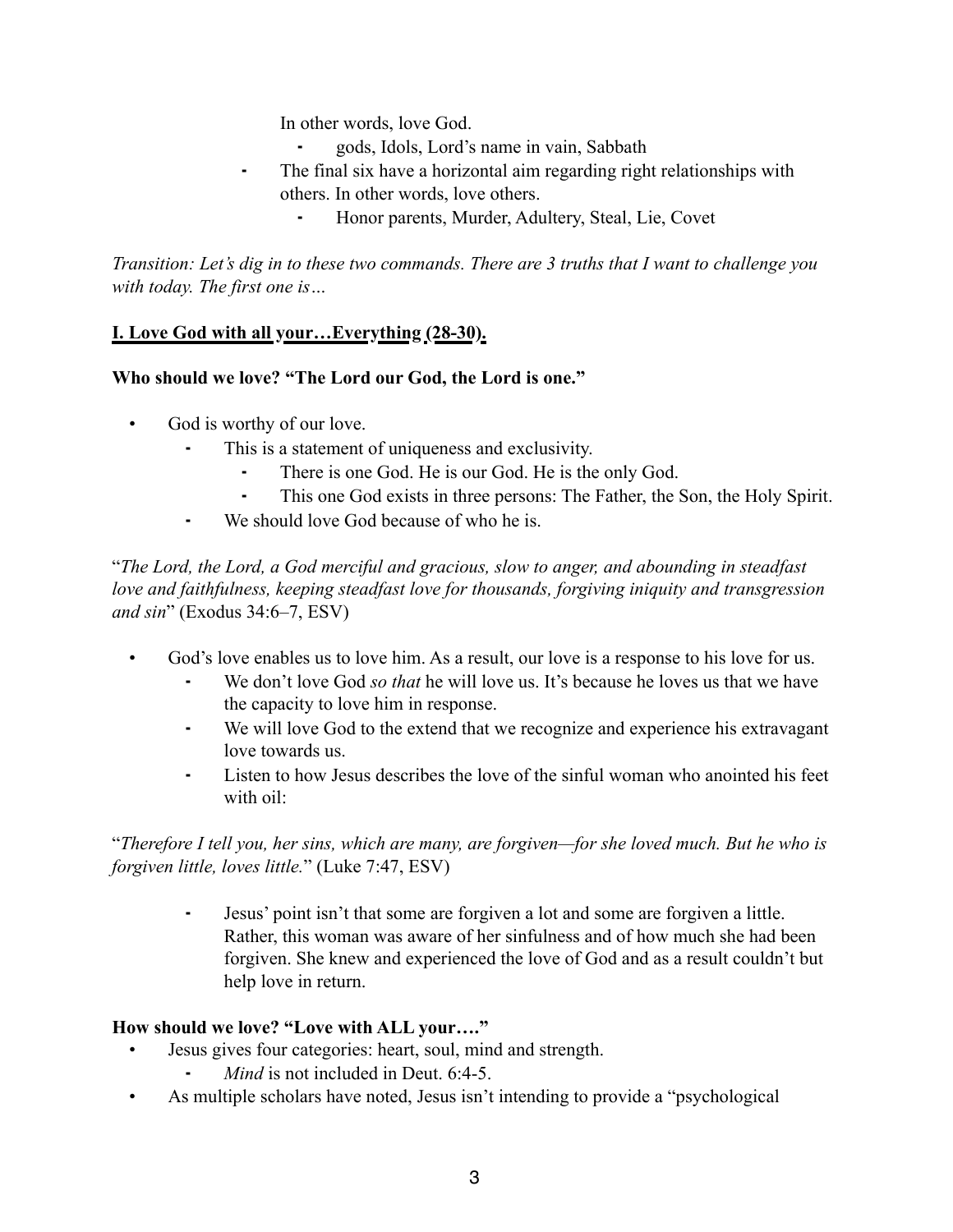In other words, love God.

- gods, Idols, Lord's name in vain, Sabbath

- The final six have a horizontal aim regarding right relationships with others. In other words, love others.
  - Honor parents, Murder, Adultery, Steal, Lie, Covet

*Transition: Let's dig in to these two commands. There are 3 truths that I want to challenge you with today. The first one is…*

**I. Love God with all your…Everything (28-30).**

**Who should we love? "The Lord our God, the Lord is one."**

- God is worthy of our love.
  - This is a statement of uniqueness and exclusivity.
    - There is one God. He is our God. He is the only God.
    - This one God exists in three persons: The Father, the Son, the Holy Spirit.
  - We should love God because of who he is.

"*The Lord, the Lord, a God merciful and gracious, slow to anger, and abounding in steadfast love and faithfulness, keeping steadfast love for thousands, forgiving iniquity and transgression and sin*" (Exodus 34:6–7, ESV)

- God's love enables us to love him. As a result, our love is a response to his love for us.
  - We don't love God *so that* he will love us. It's because he loves us that we have the capacity to love him in response.
  - We will love God to the extend that we recognize and experience his extravagant love towards us.
  - Listen to how Jesus describes the love of the sinful woman who anointed his feet with oil:

"*Therefore I tell you, her sins, which are many, are forgiven—for she loved much. But he who is forgiven little, loves little.*" (Luke 7:47, ESV)

- Jesus' point isn't that some are forgiven a lot and some are forgiven a little. Rather, this woman was aware of her sinfulness and of how much she had been forgiven. She knew and experienced the love of God and as a result couldn't but help love in return.

**How should we love? "Love with ALL your…."**

- Jesus gives four categories: heart, soul, mind and strength.
  - *Mind* is not included in Deut. 6:4-5.
- As multiple scholars have noted, Jesus isn't intending to provide a "psychological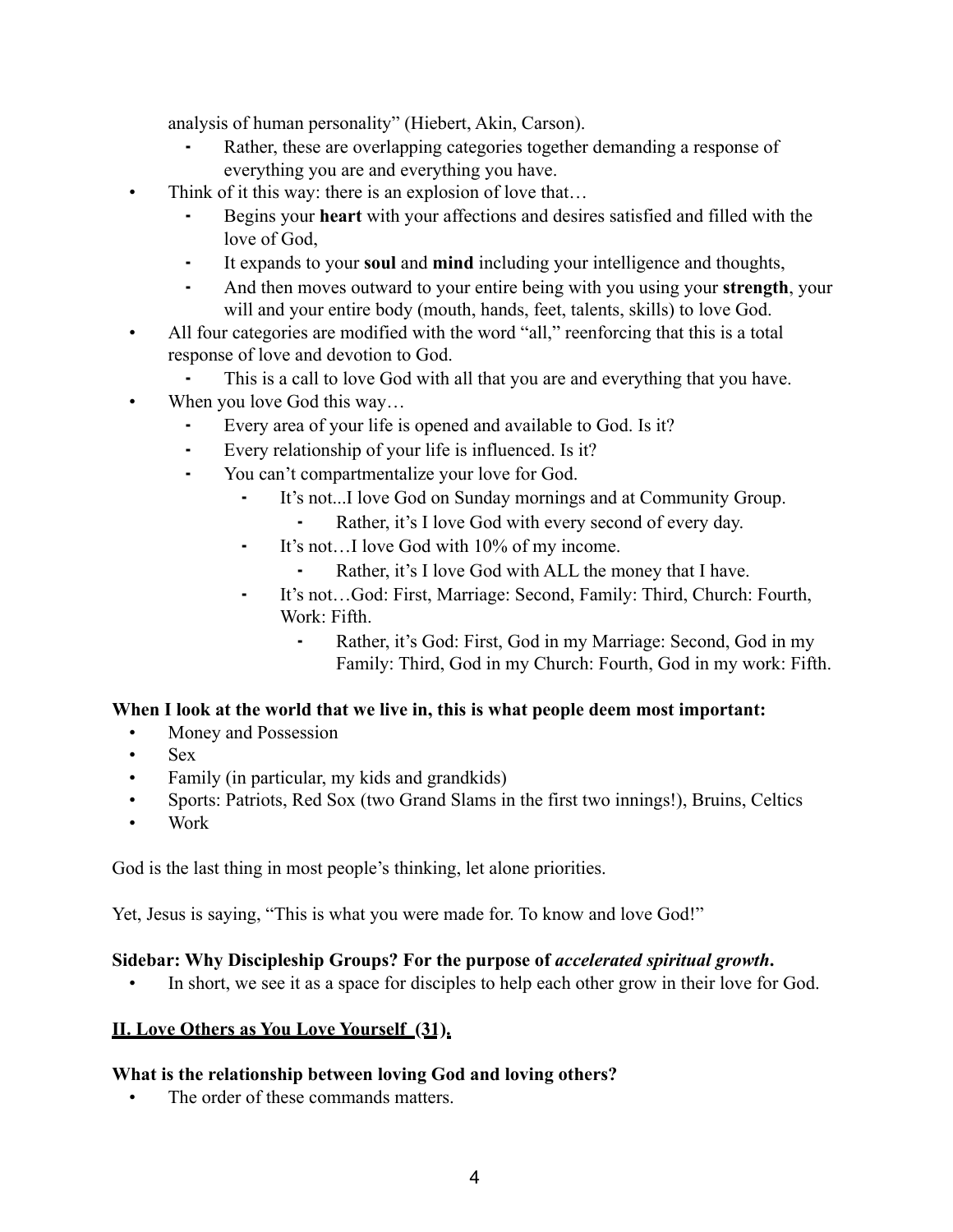analysis of human personality" (Hiebert, Akin, Carson).

  - Rather, these are overlapping categories together demanding a response of everything you are and everything you have.
- Think of it this way: there is an explosion of love that…
  - Begins your **heart** with your affections and desires satisfied and filled with the love of God,
  - It expands to your **soul** and **mind** including your intelligence and thoughts,
  - And then moves outward to your entire being with you using your **strength**, your will and your entire body (mouth, hands, feet, talents, skills) to love God.
- All four categories are modified with the word "all," reenforcing that this is a total response of love and devotion to God.
  - This is a call to love God with all that you are and everything that you have.
- When you love God this way…
  - Every area of your life is opened and available to God. Is it?
  - Every relationship of your life is influenced. Is it?
  - You can't compartmentalize your love for God.
    - It's not...I love God on Sunday mornings and at Community Group.
      - Rather, it's I love God with every second of every day.
    - It's not…I love God with 10% of my income.
      - Rather, it's I love God with ALL the money that I have.
    - It's not…God: First, Marriage: Second, Family: Third, Church: Fourth, Work: Fifth.
      - Rather, it's God: First, God in my Marriage: Second, God in my Family: Third, God in my Church: Fourth, God in my work: Fifth.

**When I look at the world that we live in, this is what people deem most important:**

- Money and Possession
- Sex
- Family (in particular, my kids and grandkids)
- Sports: Patriots, Red Sox (two Grand Slams in the first two innings!), Bruins, Celtics
- Work

God is the last thing in most people's thinking, let alone priorities.

Yet, Jesus is saying, "This is what you were made for. To know and love God!"

**Sidebar: Why Discipleship Groups? For the purpose of *accelerated spiritual growth*.**

- In short, we see it as a space for disciples to help each other grow in their love for God.

## <u>II. Love Others as You Love Yourself (31).</u>

**What is the relationship between loving God and loving others?**

- The order of these commands matters.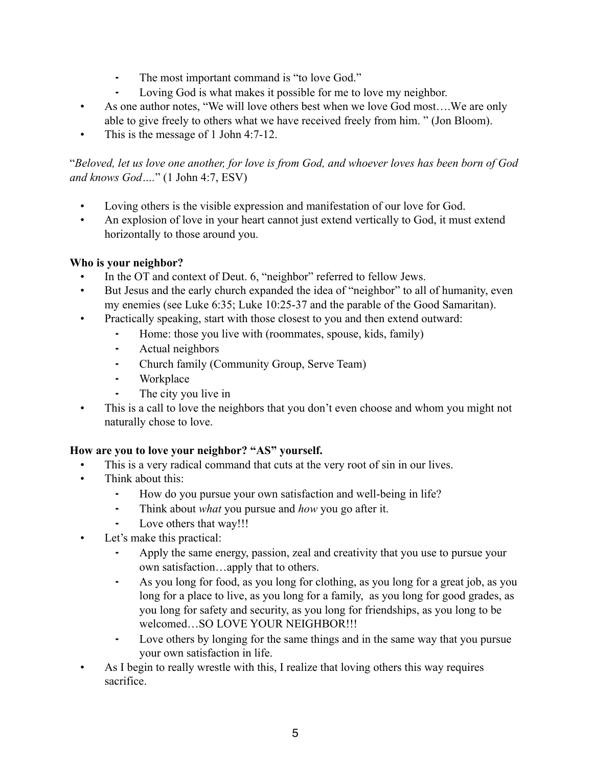- The most important command is "to love God."
    - Loving God is what makes it possible for me to love my neighbor.
- As one author notes, "We will love others best when we love God most….We are only able to give freely to others what we have received freely from him. " (Jon Bloom).
- This is the message of 1 John 4:7-12.

"*Beloved, let us love one another, for love is from God, and whoever loves has been born of God and knows God….*" (1 John 4:7, ESV)

- Loving others is the visible expression and manifestation of our love for God.
- An explosion of love in your heart cannot just extend vertically to God, it must extend horizontally to those around you.

**Who is your neighbor?**

- In the OT and context of Deut. 6, "neighbor" referred to fellow Jews.
- But Jesus and the early church expanded the idea of "neighbor" to all of humanity, even my enemies (see Luke 6:35; Luke 10:25-37 and the parable of the Good Samaritan).
- Practically speaking, start with those closest to you and then extend outward:
    - Home: those you live with (roommates, spouse, kids, family)
    - Actual neighbors
    - Church family (Community Group, Serve Team)
    - Workplace
    - The city you live in
- This is a call to love the neighbors that you don't even choose and whom you might not naturally chose to love.

**How are you to love your neighbor? "AS" yourself.**

- This is a very radical command that cuts at the very root of sin in our lives.
- Think about this:
    - How do you pursue your own satisfaction and well-being in life?
    - Think about *what* you pursue and *how* you go after it.
    - Love others that way!!!
- Let's make this practical:
    - Apply the same energy, passion, zeal and creativity that you use to pursue your own satisfaction…apply that to others.
    - As you long for food, as you long for clothing, as you long for a great job, as you long for a place to live, as you long for a family, as you long for good grades, as you long for safety and security, as you long for friendships, as you long to be welcomed…SO LOVE YOUR NEIGHBOR!!!
    - Love others by longing for the same things and in the same way that you pursue your own satisfaction in life.
- As I begin to really wrestle with this, I realize that loving others this way requires sacrifice.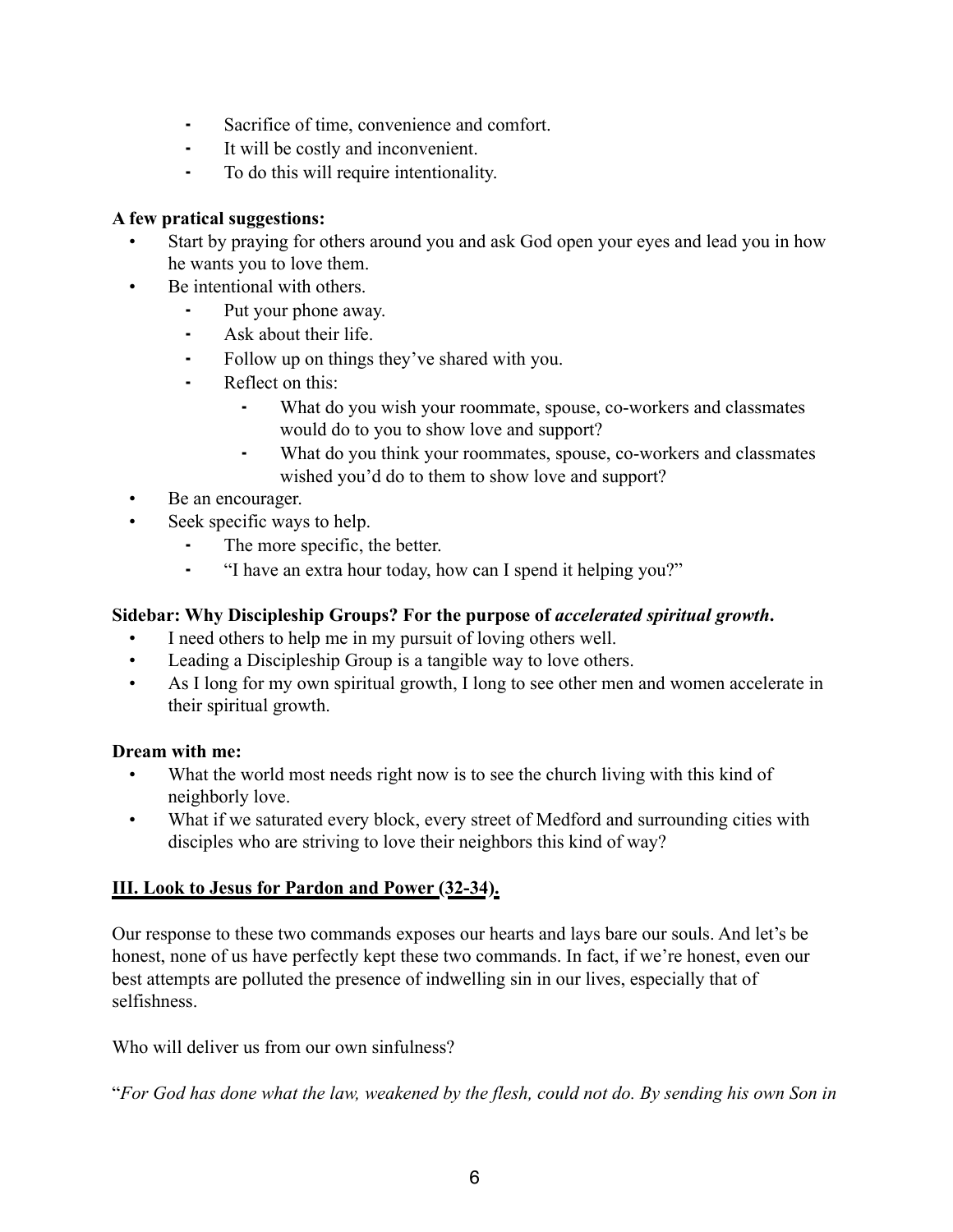- Sacrifice of time, convenience and comfort.
  - It will be costly and inconvenient.
  - To do this will require intentionality.

**A few pratical suggestions:**

- Start by praying for others around you and ask God open your eyes and lead you in how he wants you to love them.
- Be intentional with others.
  - Put your phone away.
  - Ask about their life.
  - Follow up on things they've shared with you.
  - Reflect on this:
    - What do you wish your roommate, spouse, co-workers and classmates would do to you to show love and support?
    - What do you think your roommates, spouse, co-workers and classmates wished you'd do to them to show love and support?
- Be an encourager.
- Seek specific ways to help.
  - The more specific, the better.
  - "I have an extra hour today, how can I spend it helping you?"

**Sidebar: Why Discipleship Groups? For the purpose of *accelerated spiritual growth*.**

- I need others to help me in my pursuit of loving others well.
- Leading a Discipleship Group is a tangible way to love others.
- As I long for my own spiritual growth, I long to see other men and women accelerate in their spiritual growth.

**Dream with me:**

- What the world most needs right now is to see the church living with this kind of neighborly love.
- What if we saturated every block, every street of Medford and surrounding cities with disciples who are striving to love their neighbors this kind of way?

## <u>III. Look to Jesus for Pardon and Power (32-34).</u>

Our response to these two commands exposes our hearts and lays bare our souls. And let's be honest, none of us have perfectly kept these two commands. In fact, if we're honest, even our best attempts are polluted the presence of indwelling sin in our lives, especially that of selfishness.

Who will deliver us from our own sinfulness?

"*For God has done what the law, weakened by the flesh, could not do. By sending his own Son in*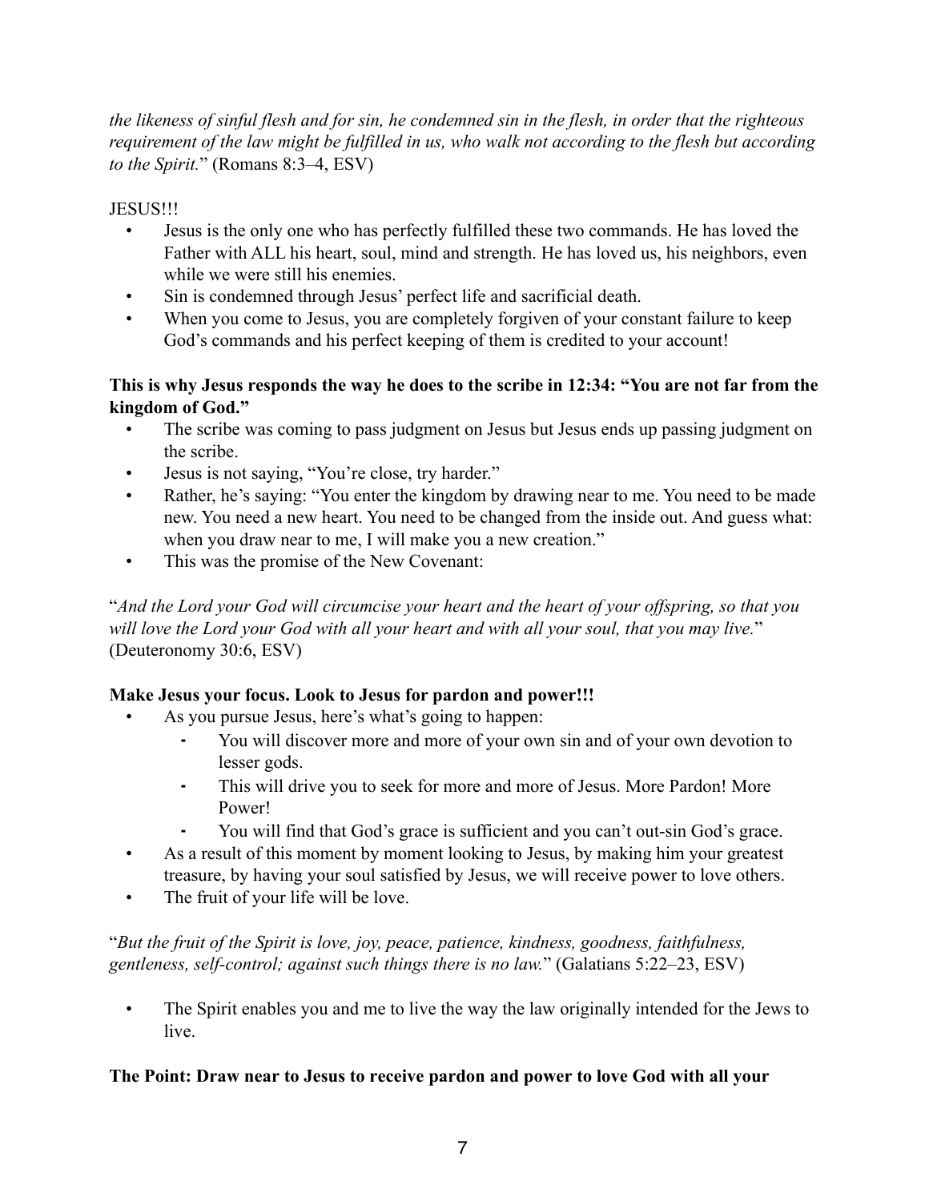*the likeness of sinful flesh and for sin, he condemned sin in the flesh, in order that the righteous requirement of the law might be fulfilled in us, who walk not according to the flesh but according to the Spirit.*" (Romans 8:3–4, ESV)

JESUS!!!

- Jesus is the only one who has perfectly fulfilled these two commands. He has loved the Father with ALL his heart, soul, mind and strength. He has loved us, his neighbors, even while we were still his enemies.
- Sin is condemned through Jesus' perfect life and sacrificial death.
- When you come to Jesus, you are completely forgiven of your constant failure to keep God's commands and his perfect keeping of them is credited to your account!

**This is why Jesus responds the way he does to the scribe in 12:34: "You are not far from the kingdom of God."**

- The scribe was coming to pass judgment on Jesus but Jesus ends up passing judgment on the scribe.
- Jesus is not saying, "You're close, try harder."
- Rather, he's saying: "You enter the kingdom by drawing near to me. You need to be made new. You need a new heart. You need to be changed from the inside out. And guess what: when you draw near to me, I will make you a new creation."
- This was the promise of the New Covenant:

"*And the Lord your God will circumcise your heart and the heart of your offspring, so that you will love the Lord your God with all your heart and with all your soul, that you may live.*" (Deuteronomy 30:6, ESV)

**Make Jesus your focus. Look to Jesus for pardon and power!!!**

- As you pursue Jesus, here's what's going to happen:
  - You will discover more and more of your own sin and of your own devotion to lesser gods.
  - This will drive you to seek for more and more of Jesus. More Pardon! More Power!
  - You will find that God's grace is sufficient and you can't out-sin God's grace.
- As a result of this moment by moment looking to Jesus, by making him your greatest treasure, by having your soul satisfied by Jesus, we will receive power to love others.
- The fruit of your life will be love.

"*But the fruit of the Spirit is love, joy, peace, patience, kindness, goodness, faithfulness, gentleness, self-control; against such things there is no law.*" (Galatians 5:22–23, ESV)

- The Spirit enables you and me to live the way the law originally intended for the Jews to live.

**The Point: Draw near to Jesus to receive pardon and power to love God with all your**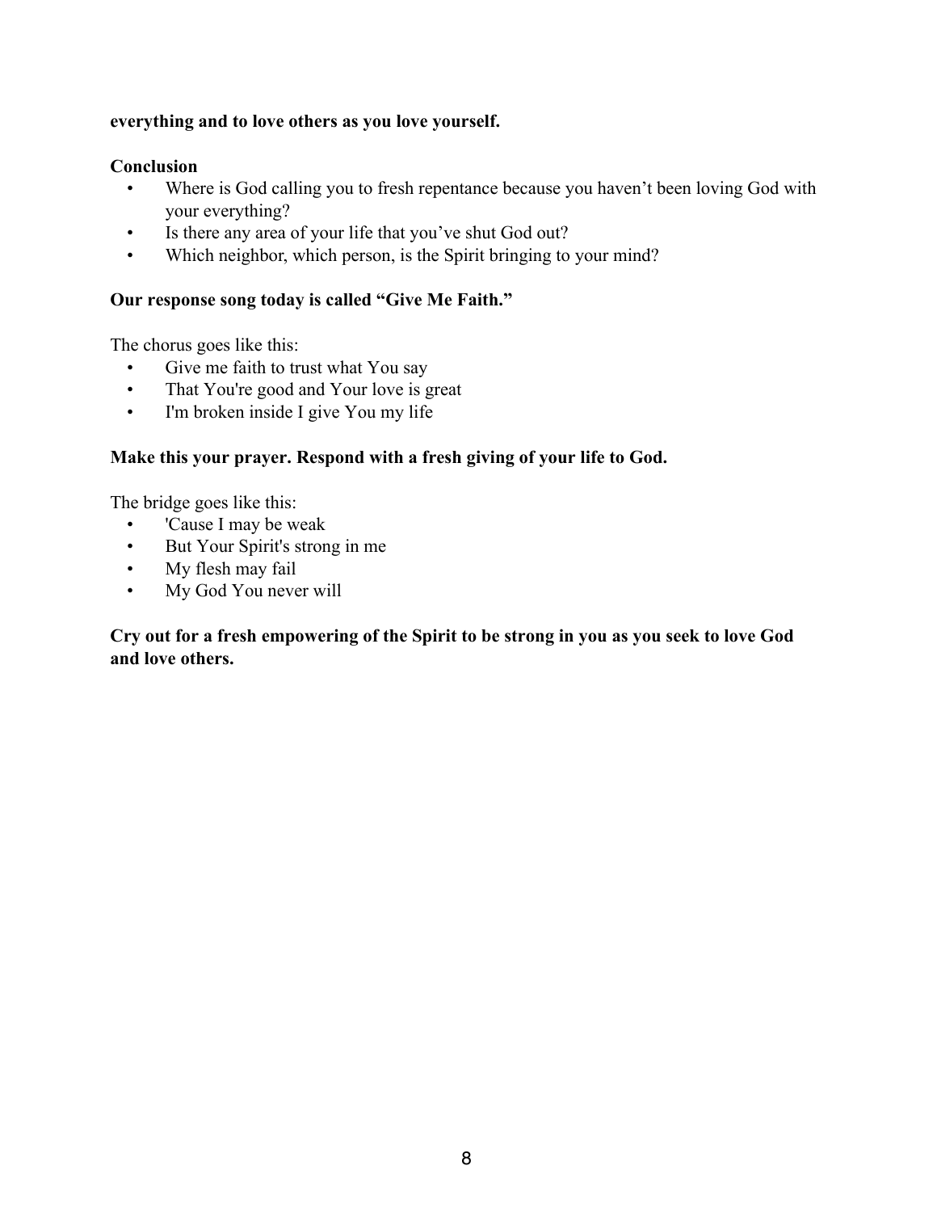**everything and to love others as you love yourself.**

**Conclusion**

- Where is God calling you to fresh repentance because you haven't been loving God with your everything?
- Is there any area of your life that you've shut God out?
- Which neighbor, which person, is the Spirit bringing to your mind?

**Our response song today is called "Give Me Faith."**

The chorus goes like this:

- Give me faith to trust what You say
- That You're good and Your love is great
- I'm broken inside I give You my life

**Make this your prayer. Respond with a fresh giving of your life to God.**

The bridge goes like this:

- 'Cause I may be weak
- But Your Spirit's strong in me
- My flesh may fail
- My God You never will

**Cry out for a fresh empowering of the Spirit to be strong in you as you seek to love God and love others.**